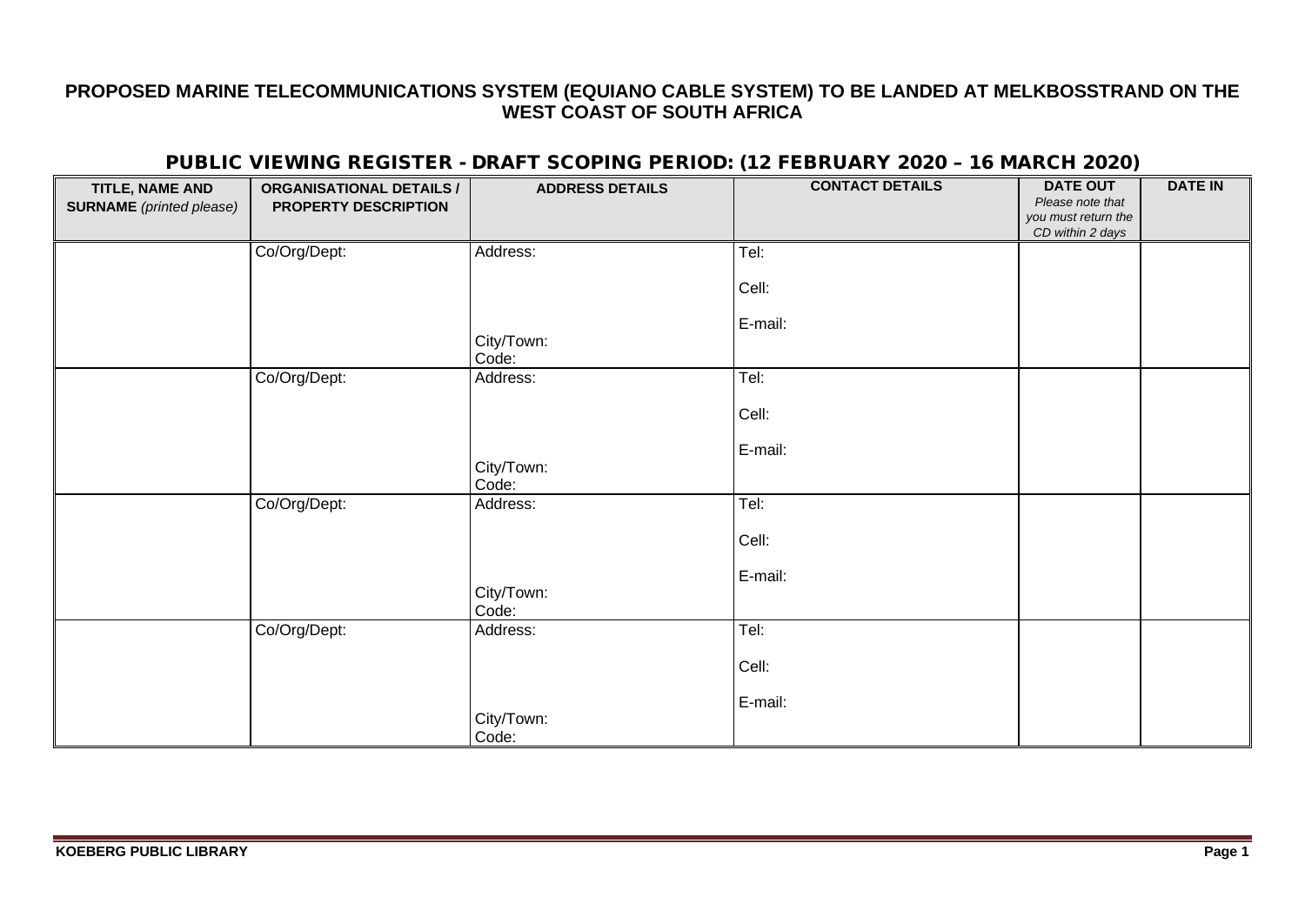# PROPOSED MARINE TELECOMMUNICATIONS SYSTEM (EQUIANO CABLE SYSTEM) TO BE LANDED AT MELKBOSSTRAND ON THE WEST COAST OF SOUTH AFRICA

## PUBLIC VIEWING REGISTER - DRAFT SCOPING PERIOD: (12 FEBRUARY 2020 – 16 MARCH 2020)

| **TITLE, NAME AND SURNAME** *(printed please)* | **ORGANISATIONAL DETAILS / PROPERTY DESCRIPTION** | **ADDRESS DETAILS** | **CONTACT DETAILS** | **DATE OUT** *Please note that you must return the CD within 2 days* | **DATE IN** |
|---|---|---|---|---|---|
| | Co/Org/Dept: | Address:<br><br>City/Town:<br>Code: | Tel:<br>Cell:<br>E-mail: | | |
| | Co/Org/Dept: | Address:<br><br>City/Town:<br>Code: | Tel:<br>Cell:<br>E-mail: | | |
| | Co/Org/Dept: | Address:<br><br>City/Town:<br>Code: | Tel:<br>Cell:<br>E-mail: | | |
| | Co/Org/Dept: | Address:<br><br>City/Town:<br>Code: | Tel:<br>Cell:<br>E-mail: | | |

KOEBERG PUBLIC LIBRARY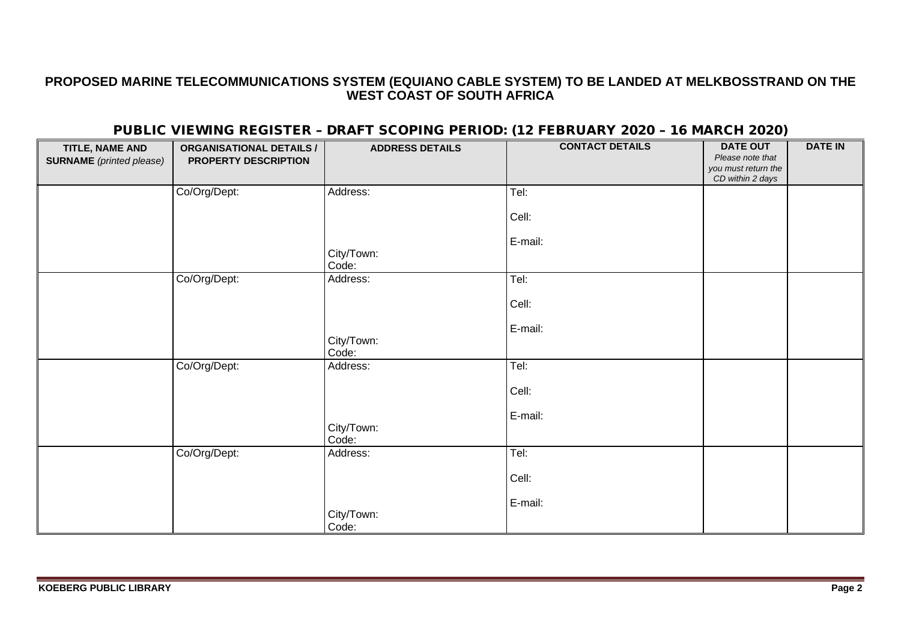**PROPOSED MARINE TELECOMMUNICATIONS SYSTEM (EQUIANO CABLE SYSTEM) TO BE LANDED AT MELKBOSSTRAND ON THE WEST COAST OF SOUTH AFRICA**

## PUBLIC VIEWING REGISTER – DRAFT SCOPING PERIOD: (12 FEBRUARY 2020 – 16 MARCH 2020)

| **TITLE, NAME AND SURNAME** *(printed please)* | **ORGANISATIONAL DETAILS / PROPERTY DESCRIPTION** | **ADDRESS DETAILS** | **CONTACT DETAILS** | **DATE OUT** *Please note that you must return the CD within 2 days* | **DATE IN** |
|---|---|---|---|---|---|
| | Co/Org/Dept: | Address:<br><br>City/Town:<br>Code: | Tel:<br>Cell:<br>E-mail: | | |
| | Co/Org/Dept: | Address:<br><br>City/Town:<br>Code: | Tel:<br>Cell:<br>E-mail: | | |
| | Co/Org/Dept: | Address:<br><br>City/Town:<br>Code: | Tel:<br>Cell:<br>E-mail: | | |
| | Co/Org/Dept: | Address:<br><br>City/Town:<br>Code: | Tel:<br>Cell:<br>E-mail: | | |

**KOEBERG PUBLIC LIBRARY**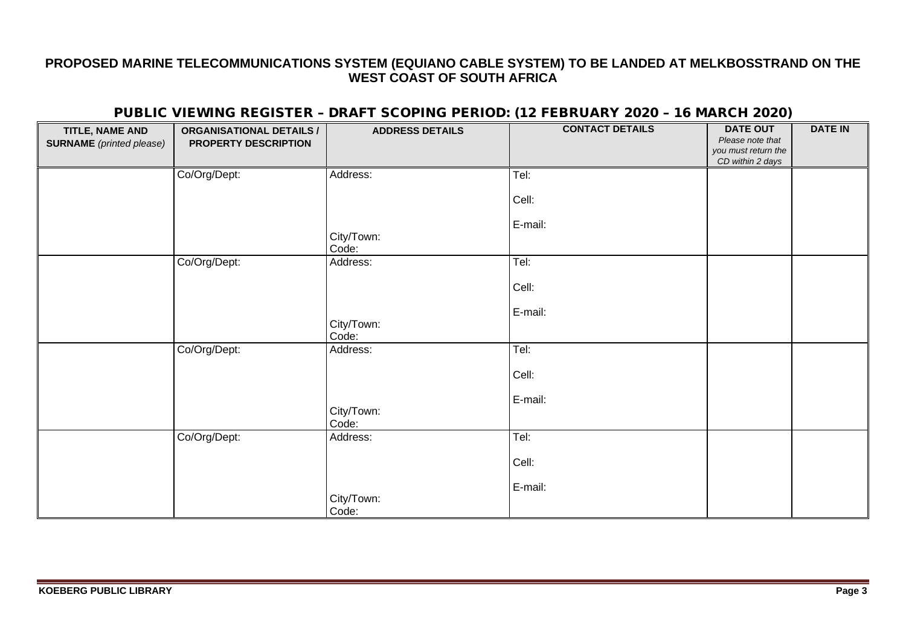**PROPOSED MARINE TELECOMMUNICATIONS SYSTEM (EQUIANO CABLE SYSTEM) TO BE LANDED AT MELKBOSSTRAND ON THE WEST COAST OF SOUTH AFRICA**

## PUBLIC VIEWING REGISTER – DRAFT SCOPING PERIOD: (12 FEBRUARY 2020 – 16 MARCH 2020)

| TITLE, NAME AND **SURNAME** *(printed please)* | ORGANISATIONAL DETAILS / PROPERTY DESCRIPTION | ADDRESS DETAILS | CONTACT DETAILS | DATE OUT *Please note that you must return the CD within 2 days* | DATE IN |
|---|---|---|---|---|---|
| | Co/Org/Dept: | Address:<br><br>City/Town:<br>Code: | Tel:<br>Cell:<br>E-mail: | | |
| | Co/Org/Dept: | Address:<br><br>City/Town:<br>Code: | Tel:<br>Cell:<br>E-mail: | | |
| | Co/Org/Dept: | Address:<br><br>City/Town:<br>Code: | Tel:<br>Cell:<br>E-mail: | | |
| | Co/Org/Dept: | Address:<br><br>City/Town:<br>Code: | Tel:<br>Cell:<br>E-mail: | | |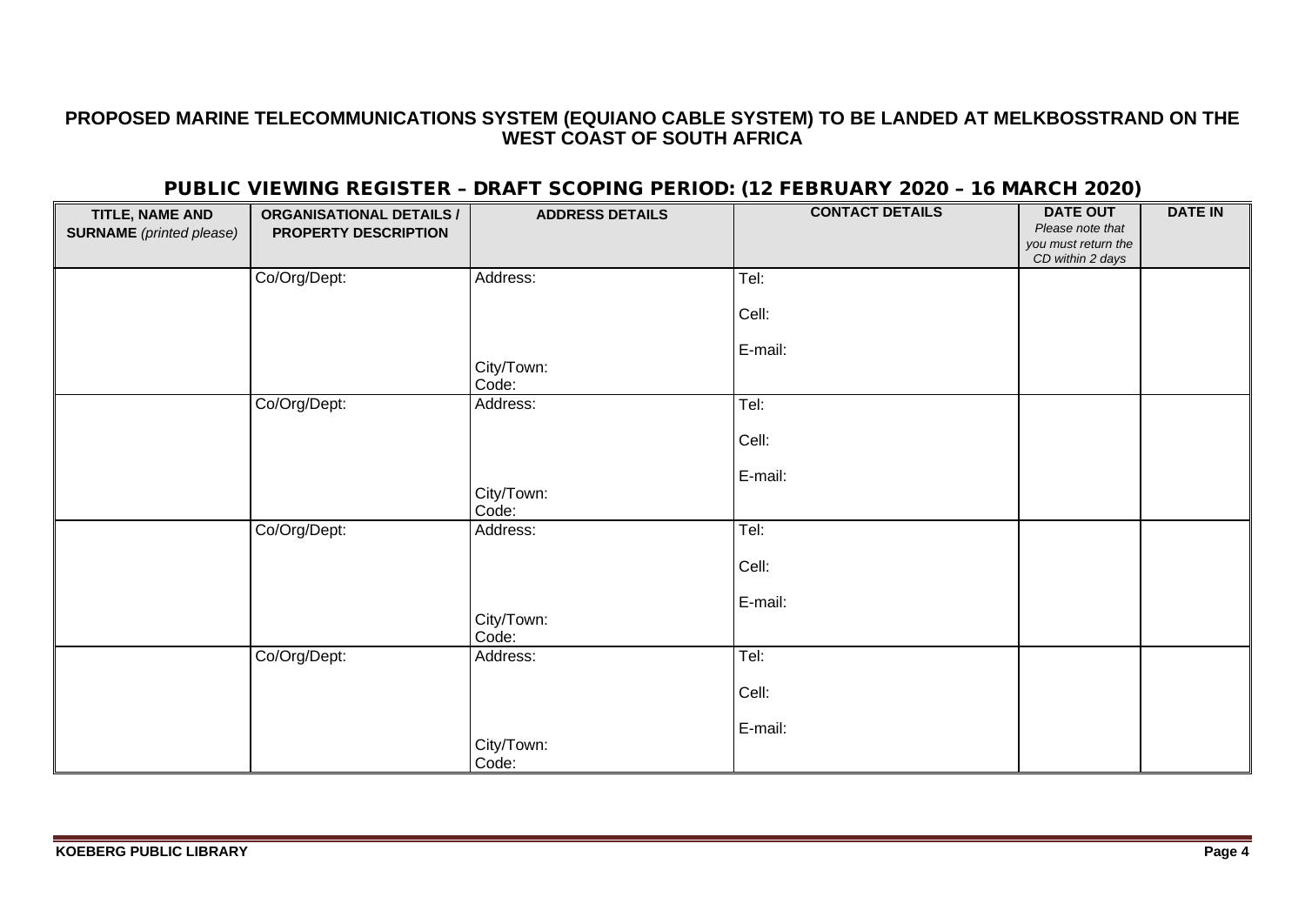**PROPOSED MARINE TELECOMMUNICATIONS SYSTEM (EQUIANO CABLE SYSTEM) TO BE LANDED AT MELKBOSSTRAND ON THE WEST COAST OF SOUTH AFRICA**

## PUBLIC VIEWING REGISTER – DRAFT SCOPING PERIOD: (12 FEBRUARY 2020 – 16 MARCH 2020)

| **TITLE, NAME AND SURNAME** *(printed please)* | **ORGANISATIONAL DETAILS / PROPERTY DESCRIPTION** | **ADDRESS DETAILS** | **CONTACT DETAILS** | **DATE OUT** *Please note that you must return the CD within 2 days* | **DATE IN** |
|---|---|---|---|---|---|
| | Co/Org/Dept: | Address:<br><br>City/Town:<br>Code: | Tel:<br>Cell:<br>E-mail: | | |
| | Co/Org/Dept: | Address:<br><br>City/Town:<br>Code: | Tel:<br>Cell:<br>E-mail: | | |
| | Co/Org/Dept: | Address:<br><br>City/Town:<br>Code: | Tel:<br>Cell:<br>E-mail: | | |
| | Co/Org/Dept: | Address:<br><br>City/Town:<br>Code: | Tel:<br>Cell:<br>E-mail: | | |

**KOEBERG PUBLIC LIBRARY**